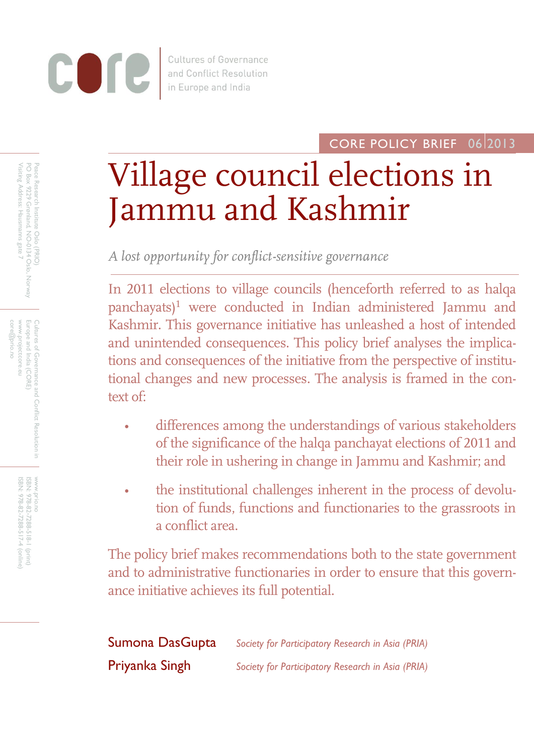core | Cultures of Governance and Conflict Resolution in Europe and India

CORE POLICY BRIEF 06|2013

# Village council elections in Jammu and Kashmir

*A lost opportunity for conflict-sensitive governance*

In 2011 elections to village councils (henceforth referred to as halqa panchayats)[1] were conducted in Indian administered Jammu and Kashmir. This governance initiative has unleashed a host of intended and unintended consequences. This policy brief analyses the implications and consequences of the initiative from the perspective of institutional changes and new processes. The analysis is framed in the context of:

- differences among the understandings of various stakeholders of the significance of the halqa panchayat elections of 2011 and their role in ushering in change in Jammu and Kashmir; and
- the institutional challenges inherent in the process of devolution of funds, functions and functionaries to the grassroots in a conflict area.

The policy brief makes recommendations both to the state government and to administrative functionaries in order to ensure that this governance initiative achieves its full potential.

Sumona DasGupta — *Society for Participatory Research in Asia (PRIA)*

Priyanka Singh — *Society for Participatory Research in Asia (PRIA)*

Peace Research Institute Oslo (PRIO)
PO Box 9229 Grønland, NO-0134 Oslo, Norway
Visiting Address: Hausmanns gate 7

Cultures of Governance and Conflict Resolution in Europe and India (CORE)
www.projectcore.eu
core@prio.no

www.prio.no
ISBN: 978-82-7288-518-1 (print)
ISBN: 978-82-7288-517-4 (online)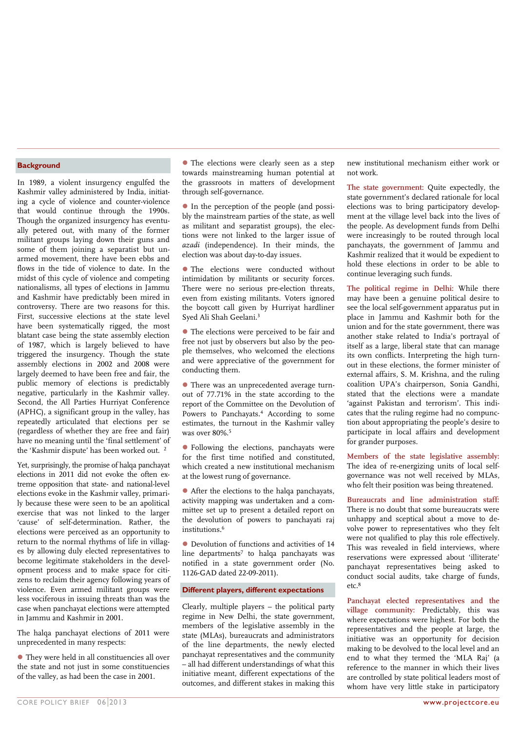## Background

In 1989, a violent insurgency engulfed the Kashmir valley administered by India, initiating a cycle of violence and counter-violence that would continue through the 1990s. Though the organized insurgency has eventually petered out, with many of the former militant groups laying down their guns and some of them joining a separatist but unarmed movement, there have been ebbs and flows in the tide of violence to date. In the midst of this cycle of violence and competing nationalisms, all types of elections in Jammu and Kashmir have predictably been mired in controversy. There are two reasons for this. First, successive elections at the state level have been systematically rigged, the most blatant case being the state assembly election of 1987, which is largely believed to have triggered the insurgency. Though the state assembly elections in 2002 and 2008 were largely deemed to have been free and fair, the public memory of elections is predictably negative, particularly in the Kashmir valley. Second, the All Parties Hurriyat Conference (APHC), a significant group in the valley, has repeatedly articulated that elections per se (regardless of whether they are free and fair) have no meaning until the 'final settlement' of the 'Kashmir dispute' has been worked out. [2]

Yet, surprisingly, the promise of halqa panchayat elections in 2011 did not evoke the often extreme opposition that state- and national-level elections evoke in the Kashmir valley, primarily because these were seen to be an apolitical exercise that was not linked to the larger 'cause' of self-determination. Rather, the elections were perceived as an opportunity to return to the normal rhythms of life in villages by allowing duly elected representatives to become legitimate stakeholders in the development process and to make space for citizens to reclaim their agency following years of violence. Even armed militant groups were less vociferous in issuing threats than was the case when panchayat elections were attempted in Jammu and Kashmir in 2001.

The halqa panchayat elections of 2011 were unprecedented in many respects:

- They were held in all constituencies all over the state and not just in some constituencies of the valley, as had been the case in 2001.
- The elections were clearly seen as a step towards mainstreaming human potential at the grassroots in matters of development through self-governance.
- In the perception of the people (and possibly the mainstream parties of the state, as well as militant and separatist groups), the elections were not linked to the larger issue of *azadi* (independence). In their minds, the election was about day-to-day issues.
- The elections were conducted without intimidation by militants or security forces. There were no serious pre-election threats, even from existing militants. Voters ignored the boycott call given by Hurriyat hardliner Syed Ali Shah Geelani.[3]
- The elections were perceived to be fair and free not just by observers but also by the people themselves, who welcomed the elections and were appreciative of the government for conducting them.
- There was an unprecedented average turnout of 77.71% in the state according to the report of the Committee on the Devolution of Powers to Panchayats.[4] According to some estimates, the turnout in the Kashmir valley was over 80%.[5]
- Following the elections, panchayats were for the first time notified and constituted, which created a new institutional mechanism at the lowest rung of governance.
- After the elections to the halqa panchayats, activity mapping was undertaken and a committee set up to present a detailed report on the devolution of powers to panchayati raj institutions.[6]
- Devolution of functions and activities of 14 line departments[7] to halqa panchayats was notified in a state government order (No. 1126-GAD dated 22-09-2011).

## Different players, different expectations

Clearly, multiple players – the political party regime in New Delhi, the state government, members of the legislative assembly in the state (MLAs), bureaucrats and administrators of the line departments, the newly elected panchayat representatives and the community – all had different understandings of what this initiative meant, different expectations of the outcomes, and different stakes in making this new institutional mechanism either work or not work.

**The state government:** Quite expectedly, the state government's declared rationale for local elections was to bring participatory development at the village level back into the lives of the people. As development funds from Delhi were increasingly to be routed through local panchayats, the government of Jammu and Kashmir realized that it would be expedient to hold these elections in order to be able to continue leveraging such funds.

**The political regime in Delhi:** While there may have been a genuine political desire to see the local self-government apparatus put in place in Jammu and Kashmir both for the union and for the state government, there was another stake related to India's portrayal of itself as a large, liberal state that can manage its own conflicts. Interpreting the high turnout in these elections, the former minister of external affairs, S. M. Krishna, and the ruling coalition UPA's chairperson, Sonia Gandhi, stated that the elections were a mandate 'against Pakistan and terrorism'. This indicates that the ruling regime had no compunction about appropriating the people's desire to participate in local affairs and development for grander purposes.

**Members of the state legislative assembly:** The idea of re-energizing units of local self-governance was not well received by MLAs, who felt their position was being threatened.

**Bureaucrats and line administration staff:** There is no doubt that some bureaucrats were unhappy and sceptical about a move to devolve power to representatives who they felt were not qualified to play this role effectively. This was revealed in field interviews, where reservations were expressed about 'illiterate' panchayat representatives being asked to conduct social audits, take charge of funds, etc.[8]

**Panchayat elected representatives and the village community:** Predictably, this was where expectations were highest. For both the representatives and the people at large, the initiative was an opportunity for decision making to be devolved to the local level and an end to what they termed the 'MLA Raj' (a reference to the manner in which their lives are controlled by state political leaders most of whom have very little stake in participatory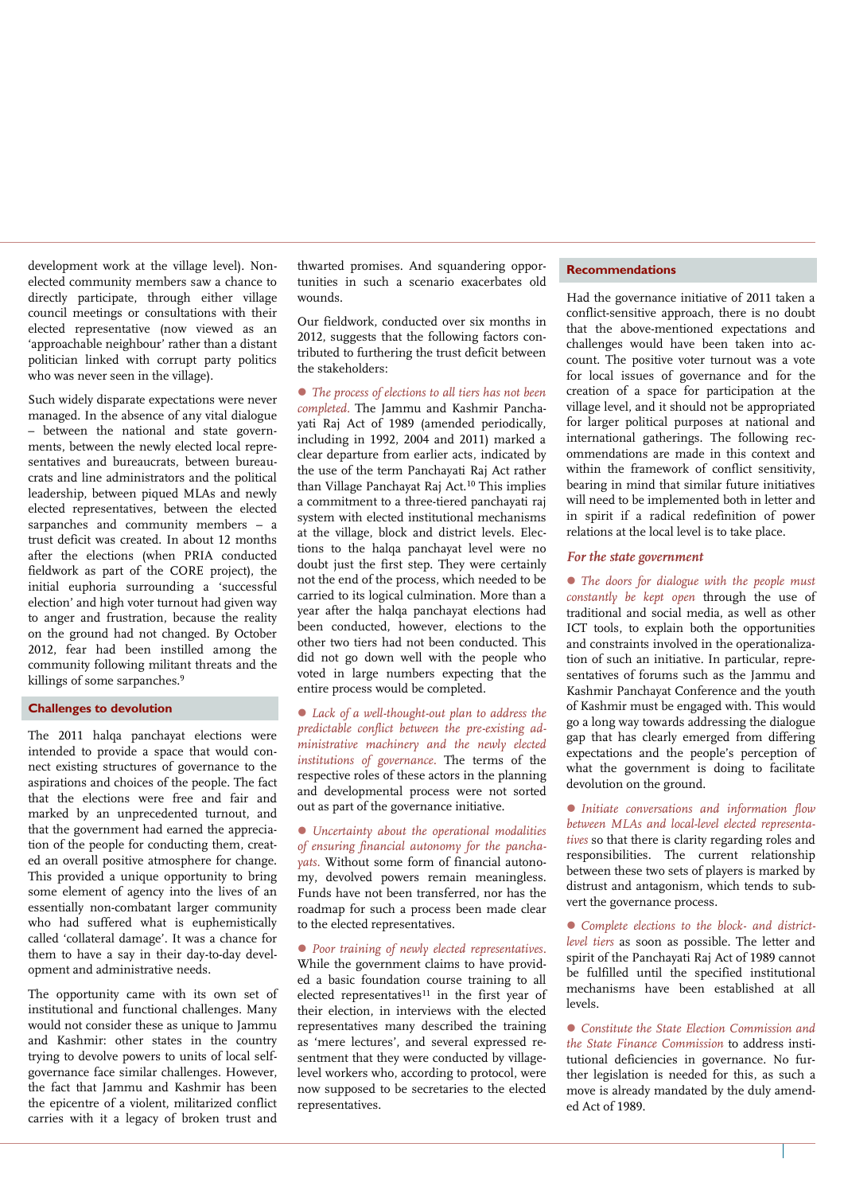development work at the village level). Non-elected community members saw a chance to directly participate, through either village council meetings or consultations with their elected representative (now viewed as an 'approachable neighbour' rather than a distant politician linked with corrupt party politics who was never seen in the village).

Such widely disparate expectations were never managed. In the absence of any vital dialogue – between the national and state governments, between the newly elected local representatives and bureaucrats, between bureaucrats and line administrators and the political leadership, between piqued MLAs and newly elected representatives, between the elected sarpanches and community members – a trust deficit was created. In about 12 months after the elections (when PRIA conducted fieldwork as part of the CORE project), the initial euphoria surrounding a 'successful election' and high voter turnout had given way to anger and frustration, because the reality on the ground had not changed. By October 2012, fear had been instilled among the community following militant threats and the killings of some sarpanches.[9]

## Challenges to devolution

The 2011 halqa panchayat elections were intended to provide a space that would connect existing structures of governance to the aspirations and choices of the people. The fact that the elections were free and fair and marked by an unprecedented turnout, and that the government had earned the appreciation of the people for conducting them, created an overall positive atmosphere for change. This provided a unique opportunity to bring some element of agency into the lives of an essentially non-combatant larger community who had suffered what is euphemistically called 'collateral damage'. It was a chance for them to have a say in their day-to-day development and administrative needs.

The opportunity came with its own set of institutional and functional challenges. Many would not consider these as unique to Jammu and Kashmir: other states in the country trying to devolve powers to units of local self-governance face similar challenges. However, the fact that Jammu and Kashmir has been the epicentre of a violent, militarized conflict carries with it a legacy of broken trust and thwarted promises. And squandering opportunities in such a scenario exacerbates old wounds.

Our fieldwork, conducted over six months in 2012, suggests that the following factors contributed to furthering the trust deficit between the stakeholders:

- *The process of elections to all tiers has not been completed.* The Jammu and Kashmir Panchayati Raj Act of 1989 (amended periodically, including in 1992, 2004 and 2011) marked a clear departure from earlier acts, indicated by the use of the term Panchayati Raj Act rather than Village Panchayat Raj Act.[10] This implies a commitment to a three-tiered panchayati raj system with elected institutional mechanisms at the village, block and district levels. Elections to the halqa panchayat level were no doubt just the first step. They were certainly not the end of the process, which needed to be carried to its logical culmination. More than a year after the halqa panchayat elections had been conducted, however, elections to the other two tiers had not been conducted. This did not go down well with the people who voted in large numbers expecting that the entire process would be completed.

- *Lack of a well-thought-out plan to address the predictable conflict between the pre-existing administrative machinery and the newly elected institutions of governance.* The terms of the respective roles of these actors in the planning and developmental process were not sorted out as part of the governance initiative.

- *Uncertainty about the operational modalities of ensuring financial autonomy for the panchayats.* Without some form of financial autonomy, devolved powers remain meaningless. Funds have not been transferred, nor has the roadmap for such a process been made clear to the elected representatives.

- *Poor training of newly elected representatives.* While the government claims to have provided a basic foundation course training to all elected representatives[11] in the first year of their election, in interviews with the elected representatives many described the training as 'mere lectures', and several expressed resentment that they were conducted by village-level workers who, according to protocol, were now supposed to be secretaries to the elected representatives.

## Recommendations

Had the governance initiative of 2011 taken a conflict-sensitive approach, there is no doubt that the above-mentioned expectations and challenges would have been taken into account. The positive voter turnout was a vote for local issues of governance and for the creation of a space for participation at the village level, and it should not be appropriated for larger political purposes at national and international gatherings. The following recommendations are made in this context and within the framework of conflict sensitivity, bearing in mind that similar future initiatives will need to be implemented both in letter and in spirit if a radical redefinition of power relations at the local level is to take place.

### *For the state government*

- *The doors for dialogue with the people must constantly be kept open* through the use of traditional and social media, as well as other ICT tools, to explain both the opportunities and constraints involved in the operationalization of such an initiative. In particular, representatives of forums such as the Jammu and Kashmir Panchayat Conference and the youth of Kashmir must be engaged with. This would go a long way towards addressing the dialogue gap that has clearly emerged from differing expectations and the people's perception of what the government is doing to facilitate devolution on the ground.

- *Initiate conversations and information flow between MLAs and local-level elected representatives* so that there is clarity regarding roles and responsibilities. The current relationship between these two sets of players is marked by distrust and antagonism, which tends to subvert the governance process.

- *Complete elections to the block- and district-level tiers* as soon as possible. The letter and spirit of the Panchayati Raj Act of 1989 cannot be fulfilled until the specified institutional mechanisms have been established at all levels.

- *Constitute the State Election Commission and the State Finance Commission* to address institutional deficiencies in governance. No further legislation is needed for this, as such a move is already mandated by the duly amended Act of 1989.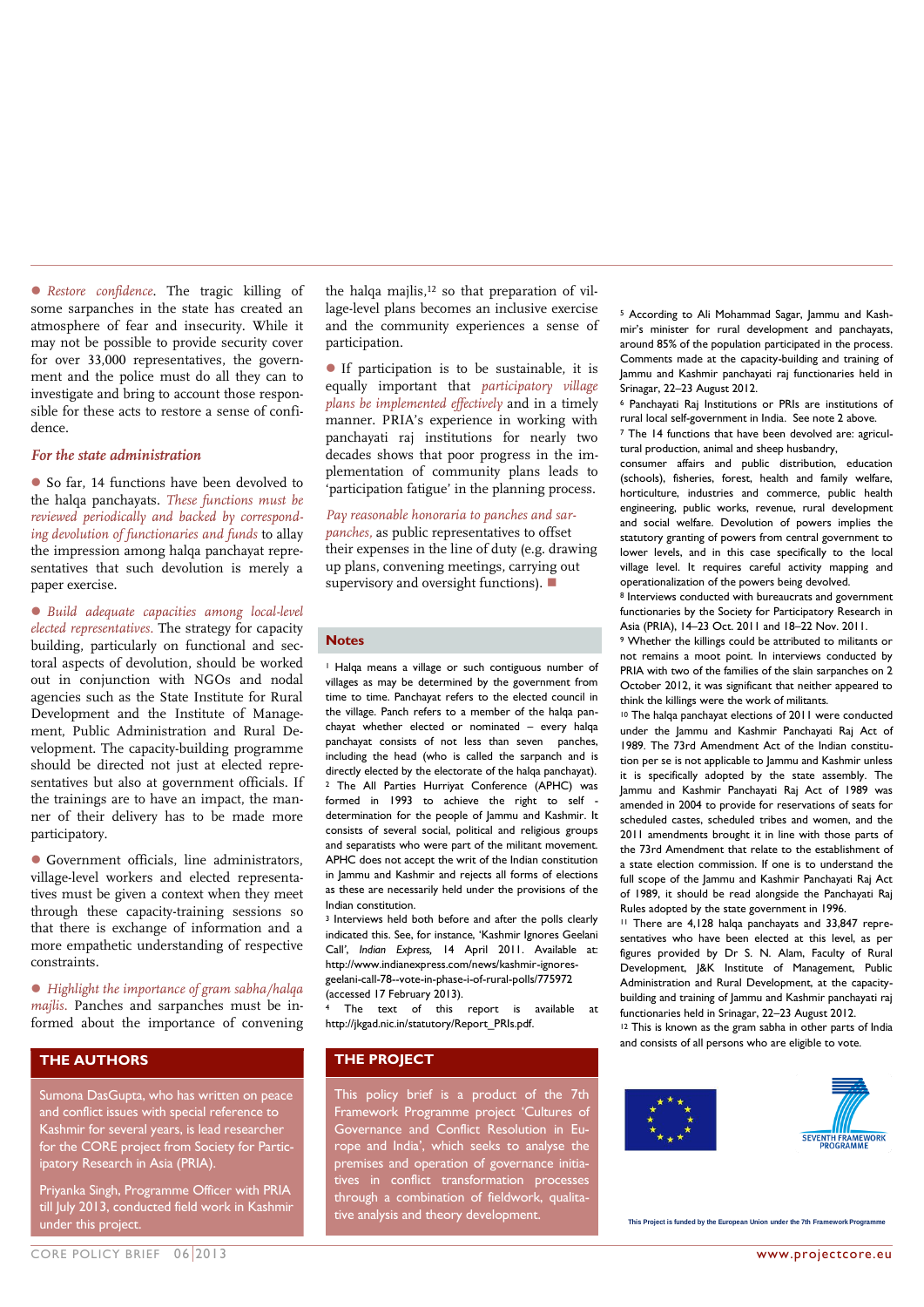● *Restore confidence*. The tragic killing of some sarpanches in the state has created an atmosphere of fear and insecurity. While it may not be possible to provide security cover for over 33,000 representatives, the government and the police must do all they can to investigate and bring to account those responsible for these acts to restore a sense of confidence.

### *For the state administration*

● So far, 14 functions have been devolved to the halqa panchayats. *These functions must be reviewed periodically and backed by corresponding devolution of functionaries and funds* to allay the impression among halqa panchayat representatives that such devolution is merely a paper exercise.

● *Build adequate capacities among local-level elected representatives.* The strategy for capacity building, particularly on functional and sectoral aspects of devolution, should be worked out in conjunction with NGOs and nodal agencies such as the State Institute for Rural Development and the Institute of Management, Public Administration and Rural Development. The capacity-building programme should be directed not just at elected representatives but also at government officials. If the trainings are to have an impact, the manner of their delivery has to be made more participatory.

● Government officials, line administrators, village-level workers and elected representatives must be given a context when they meet through these capacity-training sessions so that there is exchange of information and a more empathetic understanding of respective constraints.

● *Highlight the importance of gram sabha/halqa majlis.* Panches and sarpanches must be informed about the importance of convening the halqa majlis,[12] so that preparation of village-level plans becomes an inclusive exercise and the community experiences a sense of participation.

● If participation is to be sustainable, it is equally important that *participatory village plans be implemented effectively* and in a timely manner. PRIA's experience in working with panchayati raj institutions for nearly two decades shows that poor progress in the implementation of community plans leads to 'participation fatigue' in the planning process.

*Pay reasonable honoraria to panches and sarpanches,* as public representatives to offset their expenses in the line of duty (e.g. drawing up plans, convening meetings, carrying out supervisory and oversight functions). ■

## Notes

[1] Halqa means a village or such contiguous number of villages as may be determined by the government from time to time. Panchayat refers to the elected council in the village. Panch refers to a member of the halqa panchayat whether elected or nominated – every halqa panchayat consists of not less than seven panches, including the head (who is called the sarpanch and is directly elected by the electorate of the halqa panchayat).

[2] The All Parties Hurriyat Conference (APHC) was formed in 1993 to achieve the right to self - determination for the people of Jammu and Kashmir. It consists of several social, political and religious groups and separatists who were part of the militant movement. APHC does not accept the writ of the Indian constitution in Jammu and Kashmir and rejects all forms of elections as these are necessarily held under the provisions of the Indian constitution.

[3] Interviews held both before and after the polls clearly indicated this. See, for instance, 'Kashmir Ignores Geelani Call', *Indian Express,* 14 April 2011. Available at: http://www.indianexpress.com/news/kashmir-ignores-geelani-call-78--vote-in-phase-i-of-rural-polls/775972 (accessed 17 February 2013).

[4] The text of this report is available at http://jkgad.nic.in/statutory/Report_PRIs.pdf.

[5] According to Ali Mohammad Sagar, Jammu and Kashmir's minister for rural development and panchayats, around 85% of the population participated in the process. Comments made at the capacity-building and training of Jammu and Kashmir panchayati raj functionaries held in Srinagar, 22–23 August 2012.

[6] Panchayati Raj Institutions or PRIs are institutions of rural local self-government in India. See note 2 above.

[7] The 14 functions that have been devolved are: agricultural production, animal and sheep husbandry, consumer affairs and public distribution, education (schools), fisheries, forest, health and family welfare, horticulture, industries and commerce, public health engineering, public works, revenue, rural development and social welfare. Devolution of powers implies the statutory granting of powers from central government to lower levels, and in this case specifically to the local village level. It requires careful activity mapping and operationalization of the powers being devolved.

[8] Interviews conducted with bureaucrats and government functionaries by the Society for Participatory Research in Asia (PRIA), 14–23 Oct. 2011 and 18–22 Nov. 2011.

[9] Whether the killings could be attributed to militants or not remains a moot point. In interviews conducted by PRIA with two of the families of the slain sarpanches on 2 October 2012, it was significant that neither appeared to think the killings were the work of militants.

[10] The halqa panchayat elections of 2011 were conducted under the Jammu and Kashmir Panchayati Raj Act of 1989. The 73rd Amendment Act of the Indian constitution per se is not applicable to Jammu and Kashmir unless it is specifically adopted by the state assembly. The Jammu and Kashmir Panchayati Raj Act of 1989 was amended in 2004 to provide for reservations of seats for scheduled castes, scheduled tribes and women, and the 2011 amendments brought it in line with those parts of the 73rd Amendment that relate to the establishment of a state election commission. If one is to understand the full scope of the Jammu and Kashmir Panchayati Raj Act of 1989, it should be read alongside the Panchayati Raj Rules adopted by the state government in 1996.

[11] There are 4,128 halqa panchayats and 33,847 representatives who have been elected at this level, as per figures provided by Dr S. N. Alam, Faculty of Rural Development, J&K Institute of Management, Public Administration and Rural Development, at the capacity-building and training of Jammu and Kashmir panchayati raj functionaries held in Srinagar, 22–23 August 2012.

[12] This is known as the gram sabha in other parts of India and consists of all persons who are eligible to vote.

## THE AUTHORS

Sumona DasGupta, who has written on peace and conflict issues with special reference to Kashmir for several years, is lead researcher for the CORE project from Society for Participatory Research in Asia (PRIA).

Priyanka Singh, Programme Officer with PRIA till July 2013, conducted field work in Kashmir under this project.

## THE PROJECT

This policy brief is a product of the 7th Framework Programme project 'Cultures of Governance and Conflict Resolution in Europe and India', which seeks to analyse the premises and operation of governance initiatives in conflict transformation processes through a combination of fieldwork, qualitative analysis and theory development.

SEVENTH FRAMEWORK PROGRAMME

This Project is funded by the European Union under the 7th Framework Programme